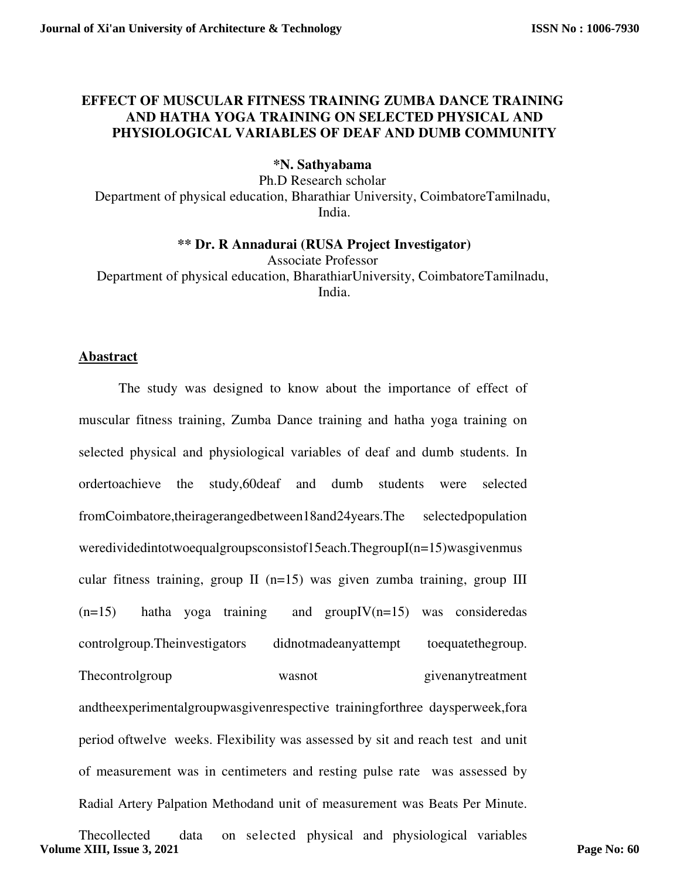# EFFECT OF MUSCULAR FITNESS TRAINING ZUMBA DANCE TRAINING AND HATHA YOGA TRAINING ON SELECTED PHYSICAL AND PHYSIOLOGICAL VARIABLES OF DEAF AND DUMB COMMUNITY

**\*N. Sathyabama**
Ph.D Research scholar
Department of physical education, Bharathiar University, CoimbatoreTamilnadu, India.

**\*\* Dr. R Annadurai (RUSA Project Investigator)**
Associate Professor
Department of physical education, BharathiarUniversity, CoimbatoreTamilnadu, India.

## Abastract

The study was designed to know about the importance of effect of muscular fitness training, Zumba Dance training and hatha yoga training on selected physical and physiological variables of deaf and dumb students. In ordertoachieve the study,60deaf and dumb students were selected fromCoimbatore,theiragerangedbetween18and24years.The selectedpopulation weredividedintotwoequalgroupsconsistof15each.ThegroupI(n=15)wasgivenmuscular fitness training, group II (n=15) was given zumba training, group III (n=15) hatha yoga training and groupIV(n=15) was consideredas controlgroup.Theinvestigators didnotmadeanyattempt toequatethegroup. Thecontrolgroup wasnot givenanytreatment andtheexperimentalgroupwasgivenrespective trainingforthree daysperweek,fora period oftwelve weeks. Flexibility was assessed by sit and reach test and unit of measurement was in centimeters and resting pulse rate was assessed by Radial Artery Palpation Methodand unit of measurement was Beats Per Minute. Thecollected data on selected physical and physiological variables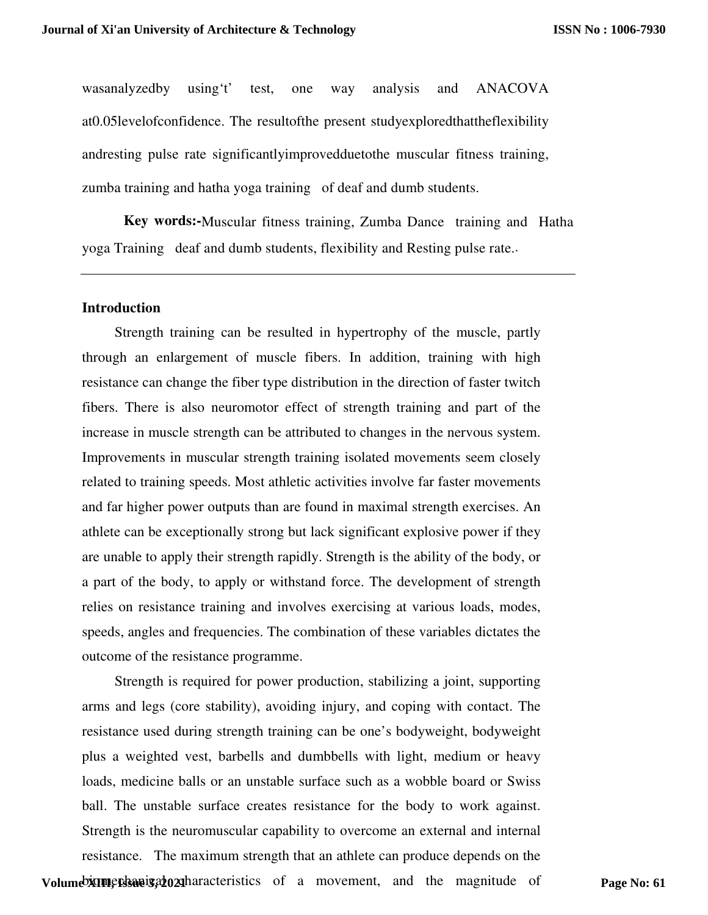wasanalyzedby using't' test, one way analysis and ANACOVA at0.05levelofconfidence. The resultofthe present studyexploredthattheflexibility andresting pulse rate significantlyimprovedduetothe muscular fitness training, zumba training and hatha yoga training of deaf and dumb students.

**Key words:-**Muscular fitness training, Zumba Dance training and Hatha yoga Training deaf and dumb students, flexibility and Resting pulse rate..

---

## Introduction

Strength training can be resulted in hypertrophy of the muscle, partly through an enlargement of muscle fibers. In addition, training with high resistance can change the fiber type distribution in the direction of faster twitch fibers. There is also neuromotor effect of strength training and part of the increase in muscle strength can be attributed to changes in the nervous system. Improvements in muscular strength training isolated movements seem closely related to training speeds. Most athletic activities involve far faster movements and far higher power outputs than are found in maximal strength exercises. An athlete can be exceptionally strong but lack significant explosive power if they are unable to apply their strength rapidly. Strength is the ability of the body, or a part of the body, to apply or withstand force. The development of strength relies on resistance training and involves exercising at various loads, modes, speeds, angles and frequencies. The combination of these variables dictates the outcome of the resistance programme.

Strength is required for power production, stabilizing a joint, supporting arms and legs (core stability), avoiding injury, and coping with contact. The resistance used during strength training can be one's bodyweight, bodyweight plus a weighted vest, barbells and dumbbells with light, medium or heavy loads, medicine balls or an unstable surface such as a wobble board or Swiss ball. The unstable surface creates resistance for the body to work against. Strength is the neuromuscular capability to overcome an external and internal resistance. The maximum strength that an athlete can produce depends on the biomechanical characteristics of a movement, and the magnitude of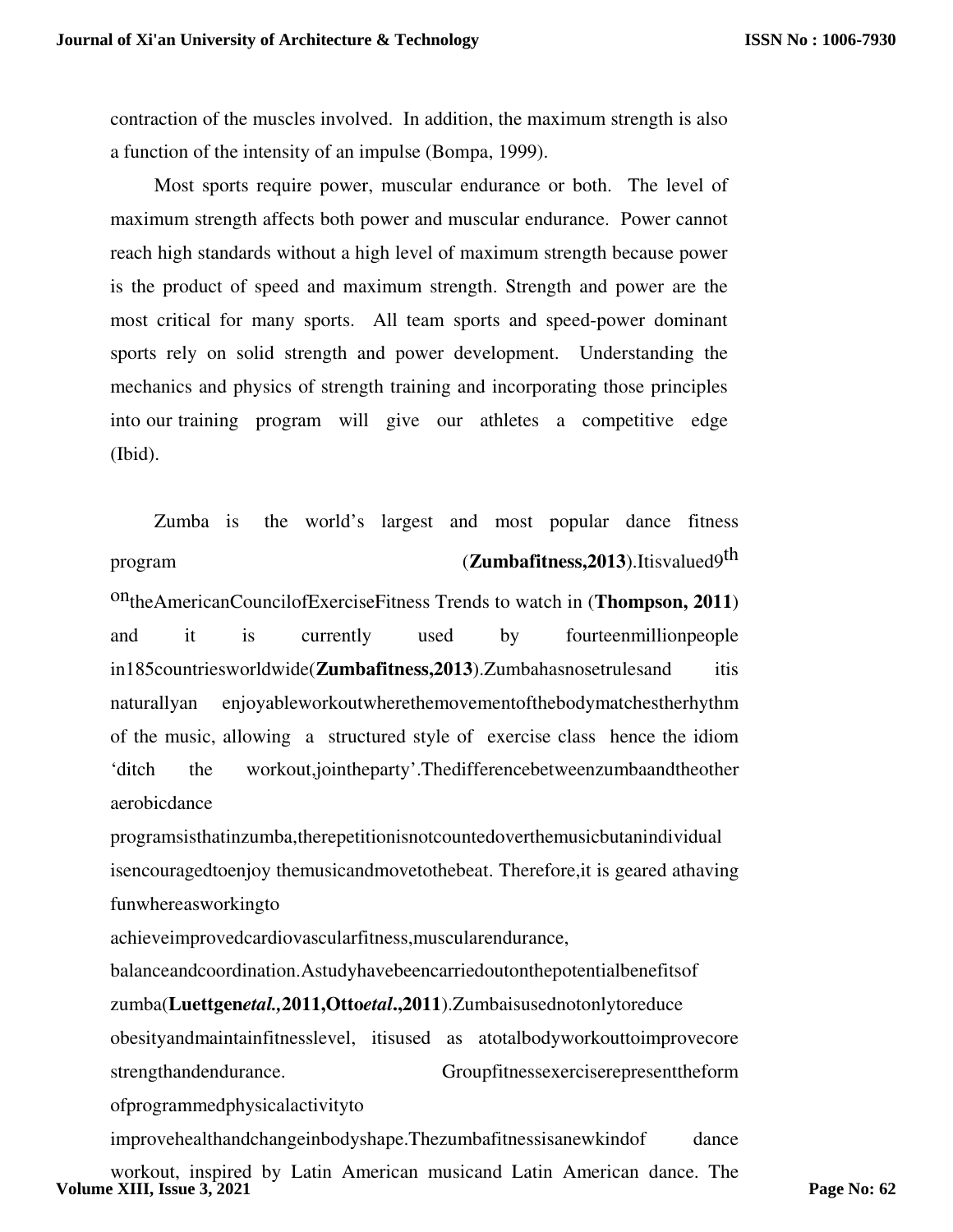contraction of the muscles involved. In addition, the maximum strength is also a function of the intensity of an impulse (Bompa, 1999).

Most sports require power, muscular endurance or both. The level of maximum strength affects both power and muscular endurance. Power cannot reach high standards without a high level of maximum strength because power is the product of speed and maximum strength. Strength and power are the most critical for many sports. All team sports and speed-power dominant sports rely on solid strength and power development. Understanding the mechanics and physics of strength training and incorporating those principles into our training program will give our athletes a competitive edge (Ibid).

Zumba is the world's largest and most popular dance fitness program (**Zumbafitness,2013**).Itisvalued9th ontheAmericanCouncilofExerciseFitness Trends to watch in (**Thompson, 2011**) and it is currently used by fourteenmillionpeople in185countriesworldwide(**Zumbafitness,2013**).Zumbahasnosetrulesand itis naturallyan enjoyableworkoutwherethemovementofthebodymatchestherhythm of the music, allowing a structured style of exercise class hence the idiom 'ditch the workout,jointheparty'.Thedifferencebetweenzumbaandtheother aerobicdance programsisthatinzumba,therepetitionisnotcountedoverthemusicbutanindividual isencouragedtoenjoy themusicandmovetothebeat. Therefore,it is geared athaving funwhereasworkingto achieveimprovedcardiovascularfitness,muscularendurance, balanceandcoordination.Astudyhavebeencarriedoutonthepotentialbenefitsof zumba(**Luettgen*etal.*,2011,Otto*etal*.,2011**).Zumbaisusednotonlytoreduce obesityandmaintainfitnesslevel, itisused as atotalbodyworkouttoimprovecore strengthandendurance. Groupfitnessexerciserepresenttheform ofprogrammedphysicalactivityto improvehealthandchangeinbodyshape.Thezumbafitnessisanewkindof dance workout, inspired by Latin American musicand Latin American dance. The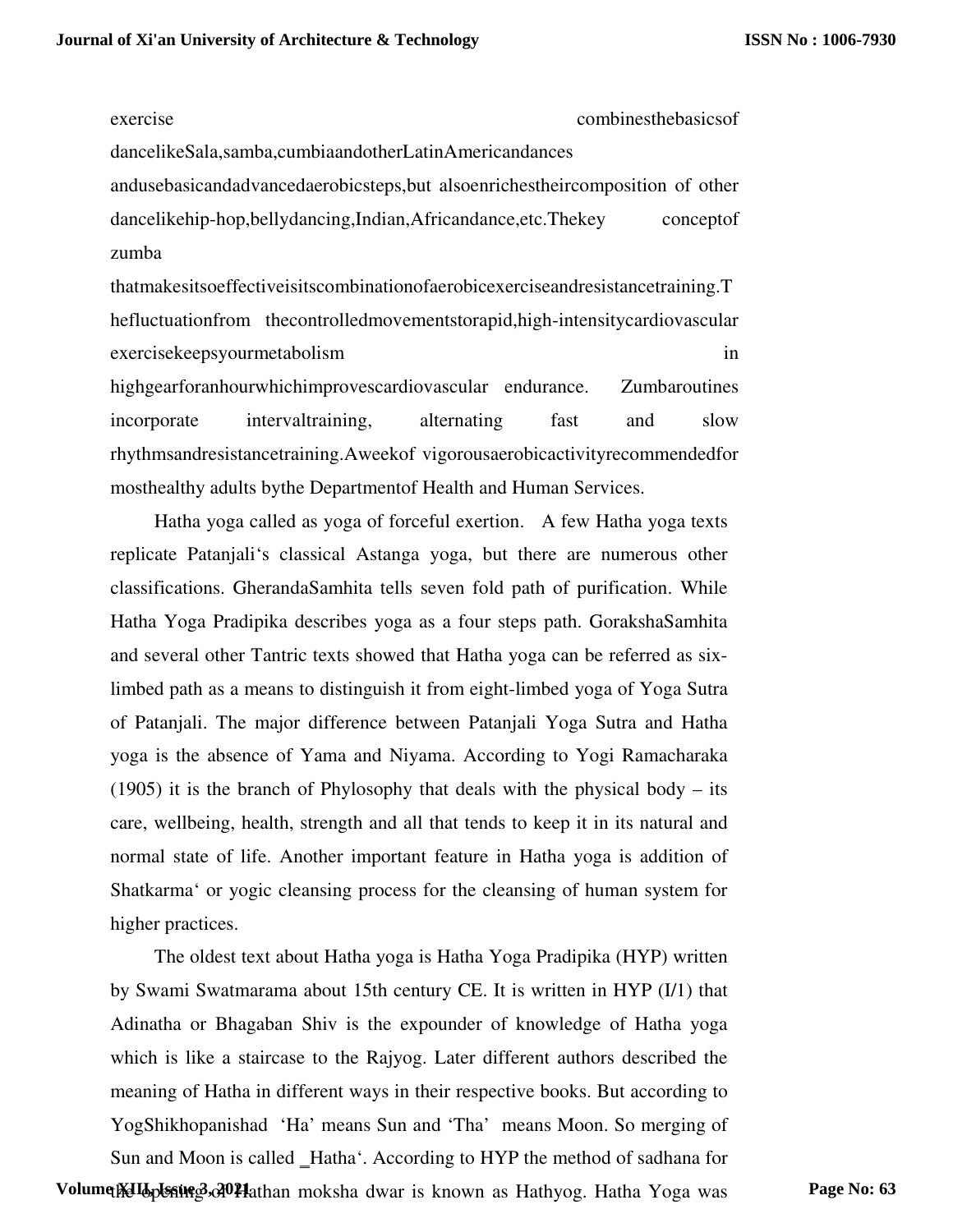exercise combinesthebasicsof dancelikeSala,samba,cumbiaandotherLatinAmericandances andusebasicandadvancedaerobicsteps,but alsoenrichestheircomposition of other dancelikehip-hop,bellydancing,Indian,Africandance,etc.Thekey conceptof zumba thatmakesitsoeffectiveisitscombinationofaerobicexerciseandresistancetraining.Thefluctuationfrom thecontrolledmovementstorapid,high-intensitycardiovascular exercisekeepsyourmetabolism in highgearforanhourwhichimprovescardiovascular endurance. Zumbaroutines incorporate intervaltraining, alternating fast and slow rhythmsandresistancetraining.Aweekof vigorousaerobicactivityrecommendedfor mosthealthy adults bythe Departmentof Health and Human Services.

Hatha yoga called as yoga of forceful exertion. A few Hatha yoga texts replicate Patanjali's classical Astanga yoga, but there are numerous other classifications. GherandaSamhita tells seven fold path of purification. While Hatha Yoga Pradipika describes yoga as a four steps path. GorakshaSamhita and several other Tantric texts showed that Hatha yoga can be referred as six-limbed path as a means to distinguish it from eight-limbed yoga of Yoga Sutra of Patanjali. The major difference between Patanjali Yoga Sutra and Hatha yoga is the absence of Yama and Niyama. According to Yogi Ramacharaka (1905) it is the branch of Phylosophy that deals with the physical body – its care, wellbeing, health, strength and all that tends to keep it in its natural and normal state of life. Another important feature in Hatha yoga is addition of Shatkarma' or yogic cleansing process for the cleansing of human system for higher practices.

The oldest text about Hatha yoga is Hatha Yoga Pradipika (HYP) written by Swami Swatmarama about 15th century CE. It is written in HYP (I/1) that Adinatha or Bhagaban Shiv is the expounder of knowledge of Hatha yoga which is like a staircase to the Rajyog. Later different authors described the meaning of Hatha in different ways in their respective books. But according to YogShikhopanishad 'Ha' means Sun and 'Tha' means Moon. So merging of Sun and Moon is called _Hatha'. According to HYP the method of sadhana for the opening of Hathan moksha dwar is known as Hathyog. Hatha Yoga was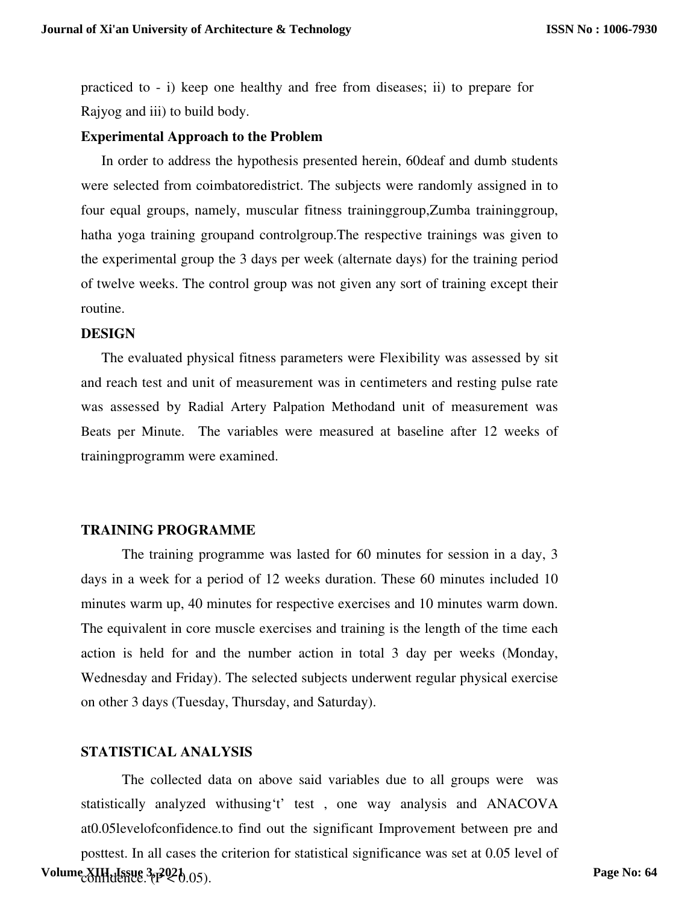practiced to - i) keep one healthy and free from diseases; ii) to prepare for Rajyog and iii) to build body.

**Experimental Approach to the Problem**

In order to address the hypothesis presented herein, 60deaf and dumb students were selected from coimbatoredistrict. The subjects were randomly assigned in to four equal groups, namely, muscular fitness traininggroup,Zumba traininggroup, hatha yoga training groupand controlgroup.The respective trainings was given to the experimental group the 3 days per week (alternate days) for the training period of twelve weeks. The control group was not given any sort of training except their routine.

**DESIGN**

The evaluated physical fitness parameters were Flexibility was assessed by sit and reach test and unit of measurement was in centimeters and resting pulse rate was assessed by Radial Artery Palpation Methodand unit of measurement was Beats per Minute. The variables were measured at baseline after 12 weeks of trainingprogramm were examined.

**TRAINING PROGRAMME**

The training programme was lasted for 60 minutes for session in a day, 3 days in a week for a period of 12 weeks duration. These 60 minutes included 10 minutes warm up, 40 minutes for respective exercises and 10 minutes warm down. The equivalent in core muscle exercises and training is the length of the time each action is held for and the number action in total 3 day per weeks (Monday, Wednesday and Friday). The selected subjects underwent regular physical exercise on other 3 days (Tuesday, Thursday, and Saturday).

**STATISTICAL ANALYSIS**

The collected data on above said variables due to all groups were was statistically analyzed withusing't' test , one way analysis and ANACOVA at0.05levelofconfidence.to find out the significant Improvement between pre and posttest. In all cases the criterion for statistical significance was set at 0.05 level of confidence. ($P < 0.05$).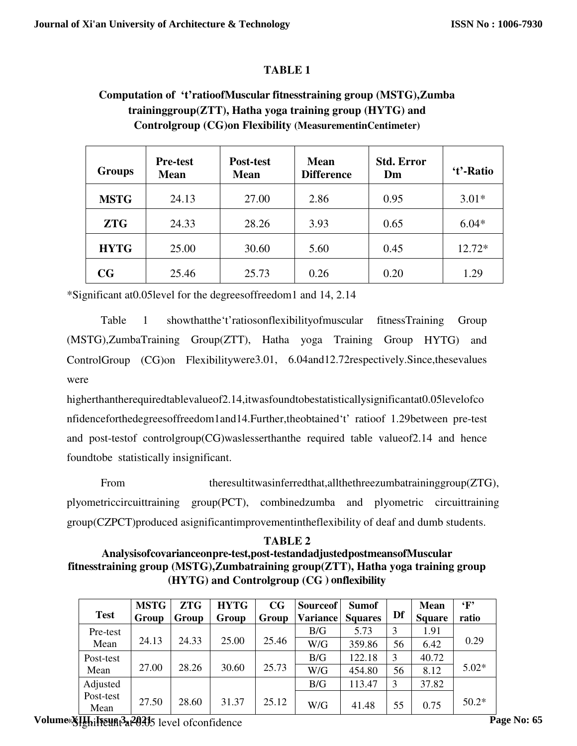**TABLE 1**

**Computation of 't'ratioofMuscular fitnesstraining group (MSTG),Zumba traininggroup(ZTT), Hatha yoga training group (HYTG) and Controlgroup (CG)on Flexibility (MeasurementinCentimeter)**

| Groups | Pre-test Mean | Post-test Mean | Mean Difference | Std. Error Dm | 't'-Ratio |
|---|---|---|---|---|---|
| **MSTG** | 24.13 | 27.00 | 2.86 | 0.95 | 3.01* |
| **ZTG** | 24.33 | 28.26 | 3.93 | 0.65 | 6.04* |
| **HYTG** | 25.00 | 30.60 | 5.60 | 0.45 | 12.72* |
| **CG** | 25.46 | 25.73 | 0.26 | 0.20 | 1.29 |

*Significant at0.05level for the degreesoffreedom1 and 14, 2.14

Table 1 showthatthe't'ratiosonflexibilityofmuscular fitnessTraining Group (MSTG),ZumbaTraining Group(ZTT), Hatha yoga Training Group HYTG) and ControlGroup (CG)on Flexibilitywere3.01, 6.04and12.72respectively.Since,thesevalues were higherthantherequiredtablevalueof2.14,itwasfoundtobestatisticallysignificantat0.05levelofconfidenceforthedegreesoffreedom1and14.Further,theobtained't' ratioof 1.29between pre-test and post-testof controlgroup(CG)waslesserthanthe required table valueof2.14 and hence foundtobe statistically insignificant.

From theresultitwasinferredthat,allthethreezumbatraininggroup(ZTG), plyometriccircuittraining group(PCT), combinedzumba and plyometric circuittraining group(CZPCT)produced asignificantimprovementintheflexibility of deaf and dumb students.

**TABLE 2**

**Analysisofcovarianceonpre-test,post-testandadjustedpostmeansofMuscular fitnesstraining group (MSTG),Zumbatraining group(ZTT), Hatha yoga training group (HYTG) and Controlgroup (CG ) onflexibility**

| Test | MSTG Group | ZTG Group | HYTG Group | CG Group | Sourceof Variance | Sumof Squares | Df | Mean Square | 'F' ratio |
|---|---|---|---|---|---|---|---|---|---|
| Pre-test Mean | 24.13 | 24.33 | 25.00 | 25.46 | B/G | 5.73 | 3 | 1.91 | 0.29 |
| | | | | | W/G | 359.86 | 56 | 6.42 | |
| Post-test Mean | 27.00 | 28.26 | 30.60 | 25.73 | B/G | 122.18 | 3 | 40.72 | 5.02* |
| | | | | | W/G | 454.80 | 56 | 8.12 | |
| Adjusted Post-test Mean | 27.50 | 28.60 | 31.37 | 25.12 | B/G | 113.47 | 3 | 37.82 | 50.2* |
| | | | | | W/G | 41.48 | 55 | 0.75 | |

*Significant at 0.05 level ofconfidence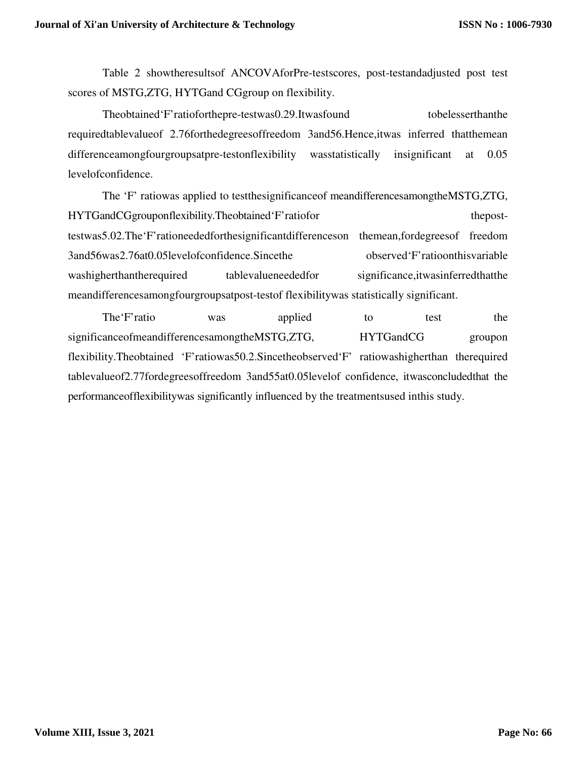Table 2 showtheresultsof ANCOVAforPre-testscores, post-testandadjusted post test scores of MSTG,ZTG, HYTGand CGgroup on flexibility.

Theobtained'F'ratioforthepre-testwas0.29.Itwasfound tobelesserthanthe requiredtablevalueof 2.76forthedegreesoffreedom 3and56.Hence,itwas inferred thatthemean differenceamongfourgroupsatpre-testonflexibility wasstatistically insignificant at 0.05 levelofconfidence.

The 'F' ratiowas applied to testthesignificanceof meandifferencesamongtheMSTG,ZTG, HYTGandCGgrouponflexibility.Theobtained'F'ratiofor thepost-testwas5.02.The'F'rationeededforthesignificantdifferenceson themean,fordegreesof freedom 3and56was2.76at0.05levelofconfidence.Sincethe observed'F'ratioonthisvariable washigherthantherequired tablevalueneededfor significance,itwasinferredthatthe meandifferencesamongfourgroupsatpost-testof flexibilitywas statistically significant.

The'F'ratio was applied to test the significanceofmeandifferencesamongtheMSTG,ZTG, HYTGandCG groupon flexibility.Theobtained 'F'ratiowas50.2.Sincetheobserved'F' ratiowashigherthan therequired tablevalueof2.77fordegreesoffreedom 3and55at0.05levelof confidence, itwasconcludedthat the performanceofflexibilitywas significantly influenced by the treatmentsused inthis study.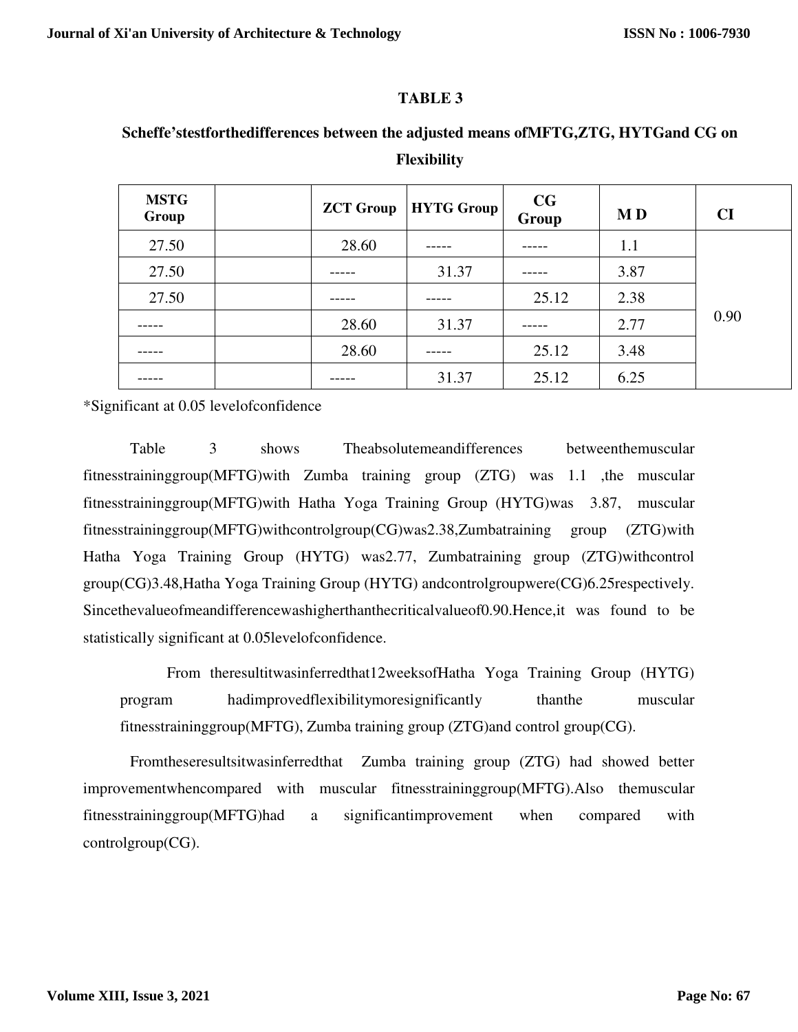**TABLE 3**

**Scheffe’stestforthedifferences between the adjusted means ofMFTG,ZTG, HYTGand CG on Flexibility**

| MSTG Group | | ZCT Group | HYTG Group | CG Group | M D | CI |
|---|---|---|---|---|---|---|
| 27.50 | | 28.60 | ----- | ----- | 1.1 | 0.90 |
| 27.50 | | ----- | 31.37 | ----- | 3.87 | |
| 27.50 | | ----- | ----- | 25.12 | 2.38 | |
| ----- | | 28.60 | 31.37 | ----- | 2.77 | |
| ----- | | 28.60 | ----- | 25.12 | 3.48 | |
| ----- | | ----- | 31.37 | 25.12 | 6.25 | |

*Significant at 0.05 levelofconfidence

Table 3 shows Theabsolutemeandifferences betweenthemuscular fitnesstraininggroup(MFTG)with Zumba training group (ZTG) was 1.1 ,the muscular fitnesstraininggroup(MFTG)with Hatha Yoga Training Group (HYTG)was 3.87, muscular fitnesstraininggroup(MFTG)withcontrolgroup(CG)was2.38,Zumbatraining group (ZTG)with Hatha Yoga Training Group (HYTG) was2.77, Zumbatraining group (ZTG)withcontrol group(CG)3.48,Hatha Yoga Training Group (HYTG) andcontrolgroupwere(CG)6.25respectively. Sincethevalueofmeandifferencewashigherthanthecriticalvalueof0.90.Hence,it was found to be statistically significant at 0.05levelofconfidence.

From theresultitwasinferredthat12weeksofHatha Yoga Training Group (HYTG) program hadimprovedflexibilitymoresignificantly thanthe muscular fitnesstraininggroup(MFTG), Zumba training group (ZTG)and control group(CG).

Fromtheseresultsitwasinferredthat Zumba training group (ZTG) had showed better improvementwhencompared with muscular fitnesstraininggroup(MFTG).Also themuscular fitnesstraininggroup(MFTG)had a significantimprovement when compared with controlgroup(CG).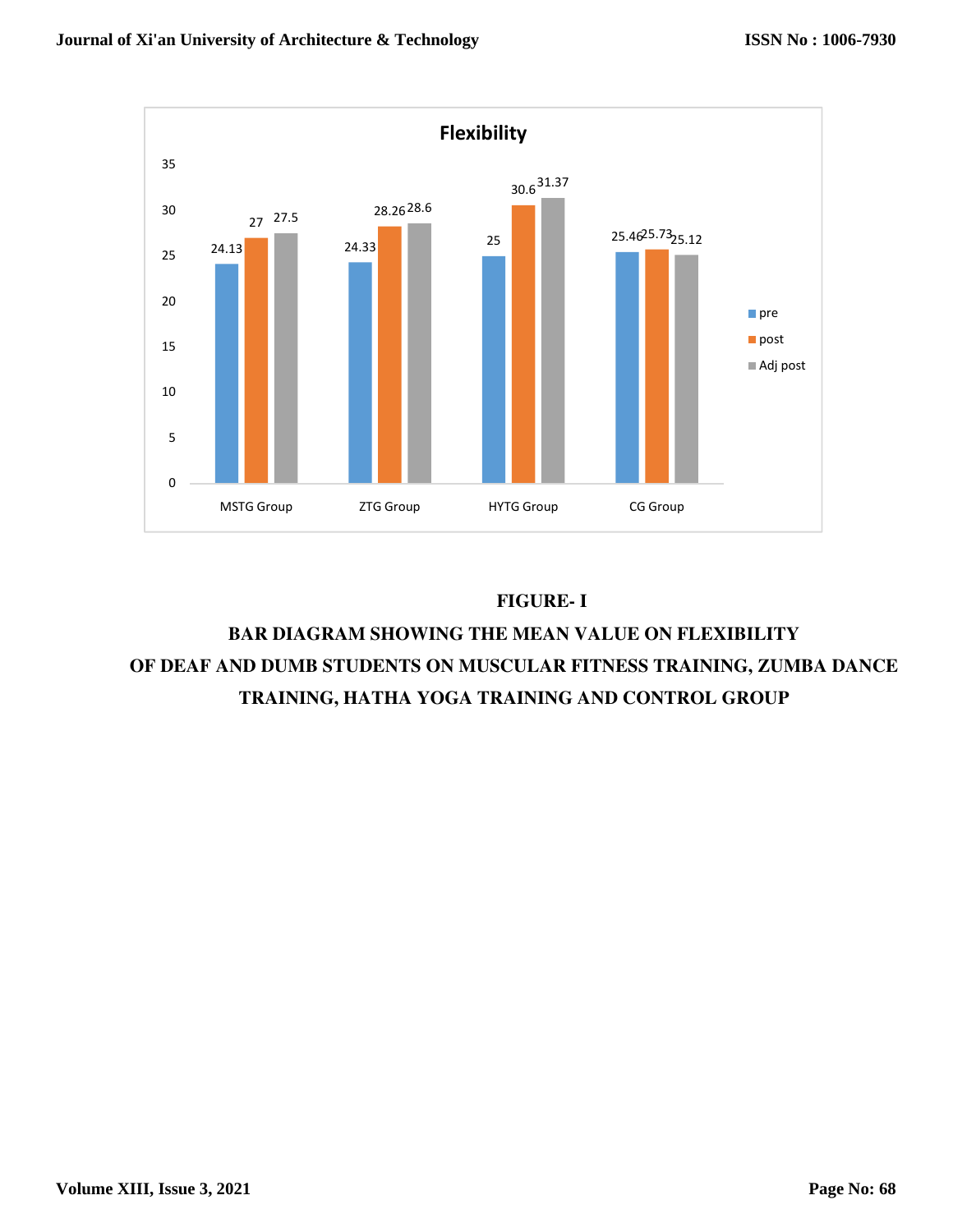**Flexibility**

| | pre | post | Adj post |
|---|---|---|---|
| MSTG Group | 24.13 | 27 | 27.5 |
| ZTG Group | 24.33 | 28.26 | 28.6 |
| HYTG Group | 25 | 30.6 | 31.37 |
| CG Group | 25.46 | 25.73 | 25.12 |

**FIGURE- I**

**BAR DIAGRAM SHOWING THE MEAN VALUE ON FLEXIBILITY OF DEAF AND DUMB STUDENTS ON MUSCULAR FITNESS TRAINING, ZUMBA DANCE TRAINING, HATHA YOGA TRAINING AND CONTROL GROUP**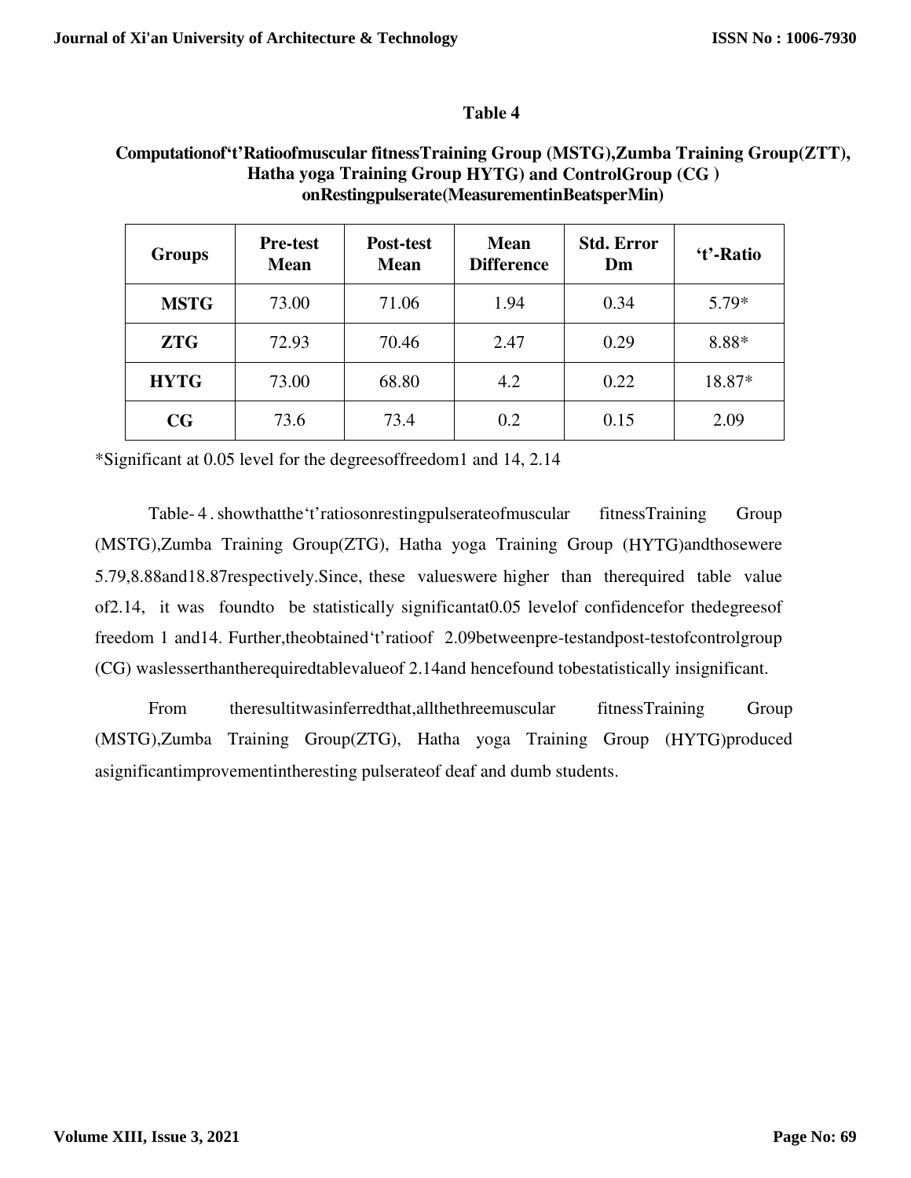### Table 4

**Computationof‘t’Ratioofmuscular fitnessTraining Group (MSTG),Zumba Training Group(ZTT), Hatha yoga Training Group HYTG) and ControlGroup (CG ) onRestingpulserate(MeasurementinBeatsperMin)**

| Groups | Pre-test Mean | Post-test Mean | Mean Difference | Std. Error Dm | ‘t’-Ratio |
|---|---|---|---|---|---|
| **MSTG** | 73.00 | 71.06 | 1.94 | 0.34 | 5.79* |
| **ZTG** | 72.93 | 70.46 | 2.47 | 0.29 | 8.88* |
| **HYTG** | 73.00 | 68.80 | 4.2 | 0.22 | 18.87* |
| **CG** | 73.6 | 73.4 | 0.2 | 0.15 | 2.09 |

*Significant at 0.05 level for the degreesoffreedom1 and 14, 2.14

Table- 4 . showthatthe‘t’ratiosonrestingpulserateofmuscular fitnessTraining Group (MSTG),Zumba Training Group(ZTG), Hatha yoga Training Group (HYTG)andthosewere 5.79,8.88and18.87respectively.Since, these valueswere higher than therequired table value of2.14, it was foundto be statistically significantat0.05 levelof confidencefor thedegreesof freedom 1 and14. Further,theobtained‘t’ratioof 2.09betweenpre-testandpost-testofcontrolgroup (CG) waslesserthantherequiredtablevalueof 2.14and hencefound tobestatistically insignificant.

From theresultitwasinferredthat,allthethreemuscular fitnessTraining Group (MSTG),Zumba Training Group(ZTG), Hatha yoga Training Group (HYTG)produced asignificantimprovementintheresting pulserateof deaf and dumb students.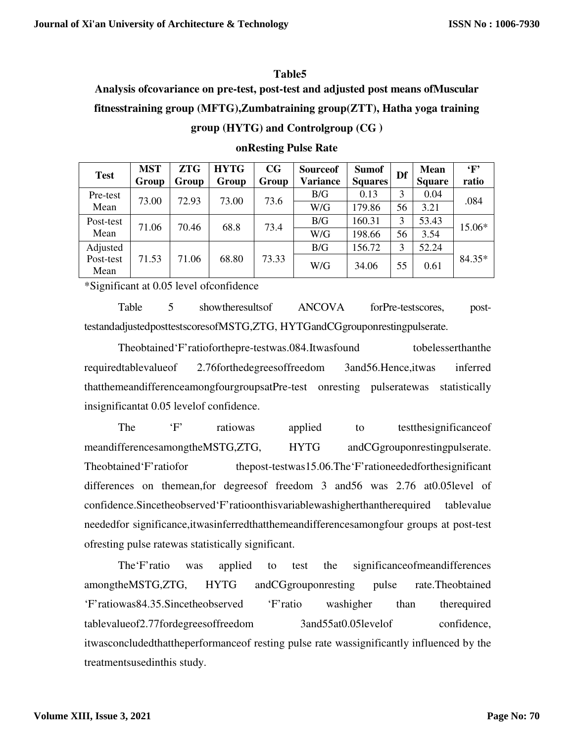**Table5**

**Analysis ofcovariance on pre-test, post-test and adjusted post means ofMuscular fitnesstraining group (MFTG),Zumbatraining group(ZTT), Hatha yoga training group (HYTG) and Controlgroup (CG )**

**onResting Pulse Rate**

| Test | MST Group | ZTG Group | HYTG Group | CG Group | Sourceof Variance | Sumof Squares | Df | Mean Square | 'F' ratio |
|---|---|---|---|---|---|---|---|---|---|
| Pre-test Mean | 73.00 | 72.93 | 73.00 | 73.6 | B/G | 0.13 | 3 | 0.04 | .084 |
| | | | | | W/G | 179.86 | 56 | 3.21 | |
| Post-test Mean | 71.06 | 70.46 | 68.8 | 73.4 | B/G | 160.31 | 3 | 53.43 | 15.06* |
| | | | | | W/G | 198.66 | 56 | 3.54 | |
| Adjusted Post-test Mean | 71.53 | 71.06 | 68.80 | 73.33 | B/G | 156.72 | 3 | 52.24 | 84.35* |
| | | | | | W/G | 34.06 | 55 | 0.61 | |

*Significant at 0.05 level ofconfidence

Table 5 showtheresultsof ANCOVA forPre-testscores, post-testandadjustedposttestscoresofMSTG,ZTG, HYTGandCGgrouponrestingpulserate.

Theobtained'F'ratioforthepre-testwas.084.Itwasfound tobelesserthanthe requiredtablevalueof 2.76forthedegreesoffreedom 3and56.Hence,itwas inferred thatthemeandifferenceamongfourgroupsatPre-test onresting pulseratewas statistically insignificantat 0.05 levelof confidence.

The 'F' ratiowas applied to testthesignificanceof meandifferencesamongtheMSTG,ZTG, HYTG andCGgrouponrestingpulserate. Theobtained'F'ratiofor thepost-testwas15.06.The'F'rationeededforthesignificant differences on themean,for degreesof freedom 3 and56 was 2.76 at0.05level of confidence.Sincetheobserved'F'ratioonthisvariablewashigherthantherequired tablevalue neededfor significance,itwasinferredthatthemeandifferencesamongfour groups at post-test ofresting pulse ratewas statistically significant.

The'F'ratio was applied to test the significanceofmeandifferences amongtheMSTG,ZTG, HYTG andCGgrouponresting pulse rate.Theobtained 'F'ratiowas84.35.Sincetheobserved 'F'ratio washigher than therequired tablevalueof2.77fordegreesoffreedom 3and55at0.05levelof confidence, itwasconcludedthattheperformanceof resting pulse rate wassignificantly influenced by the treatmentsusedinthis study.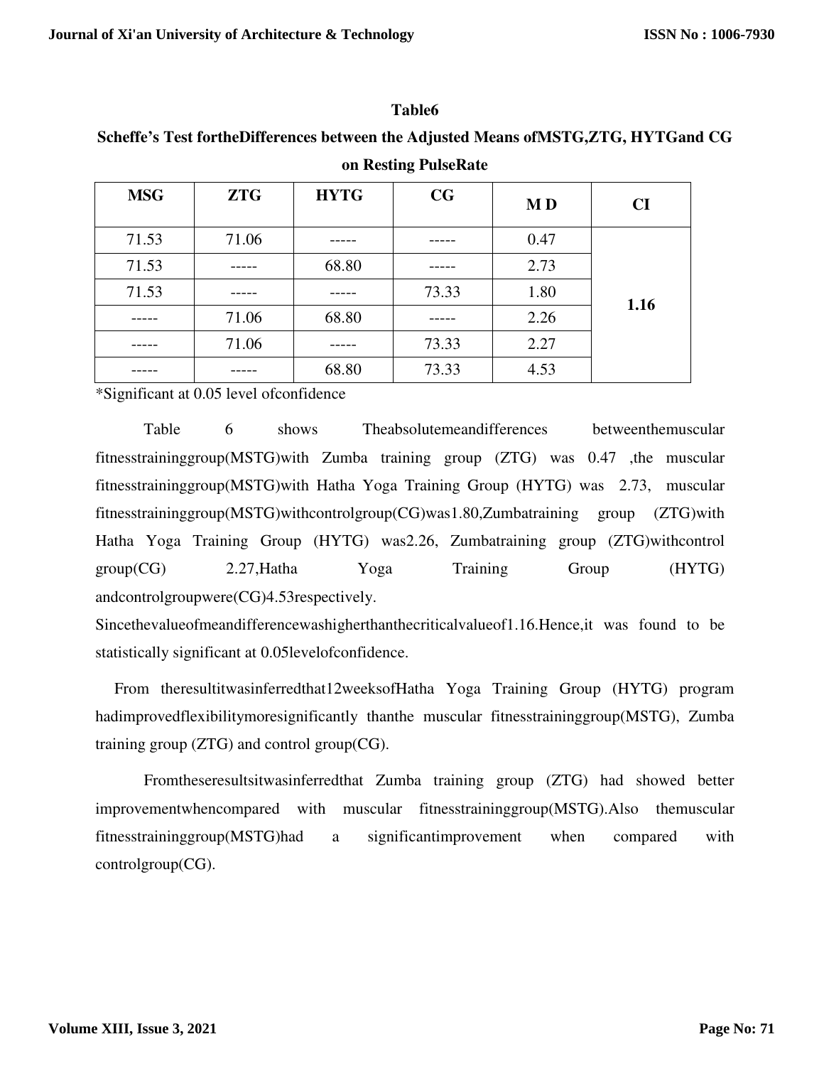**Table6**

**Scheffe's Test fortheDifferences between the Adjusted Means ofMSTG,ZTG, HYTGand CG on Resting PulseRate**

| MSG | ZTG | HYTG | CG | M D | CI |
|---|---|---|---|---|---|
| 71.53 | 71.06 | ----- | ----- | 0.47 | **1.16** |
| 71.53 | ----- | 68.80 | ----- | 2.73 | |
| 71.53 | ----- | ----- | 73.33 | 1.80 | |
| ----- | 71.06 | 68.80 | ----- | 2.26 | |
| ----- | 71.06 | ----- | 73.33 | 2.27 | |
| ----- | ----- | 68.80 | 73.33 | 4.53 | |

*Significant at 0.05 level ofconfidence

Table 6 shows Theabsolutemeandifferences betweenthemuscular fitnesstraininggroup(MSTG)with Zumba training group (ZTG) was 0.47 ,the muscular fitnesstraininggroup(MSTG)with Hatha Yoga Training Group (HYTG) was 2.73, muscular fitnesstraininggroup(MSTG)withcontrolgroup(CG)was1.80,Zumbatraining group (ZTG)with Hatha Yoga Training Group (HYTG) was2.26, Zumbatraining group (ZTG)withcontrol group(CG) 2.27,Hatha Yoga Training Group (HYTG) andcontrolgroupwere(CG)4.53respectively. Sincethevalueofmeandifferencewashigherthanthecriticalvalueof1.16.Hence,it was found to be statistically significant at 0.05levelofconfidence.

From theresultitwasinferredthat12weeksofHatha Yoga Training Group (HYTG) program hadimprovedflexibilitymoresignificantly thanthe muscular fitnesstraininggroup(MSTG), Zumba training group (ZTG) and control group(CG).

Fromtheseresultsitwasinferredthat Zumba training group (ZTG) had showed better improvementwhencompared with muscular fitnesstraininggroup(MSTG).Also themuscular fitnesstraininggroup(MSTG)had a significantimprovement when compared with controlgroup(CG).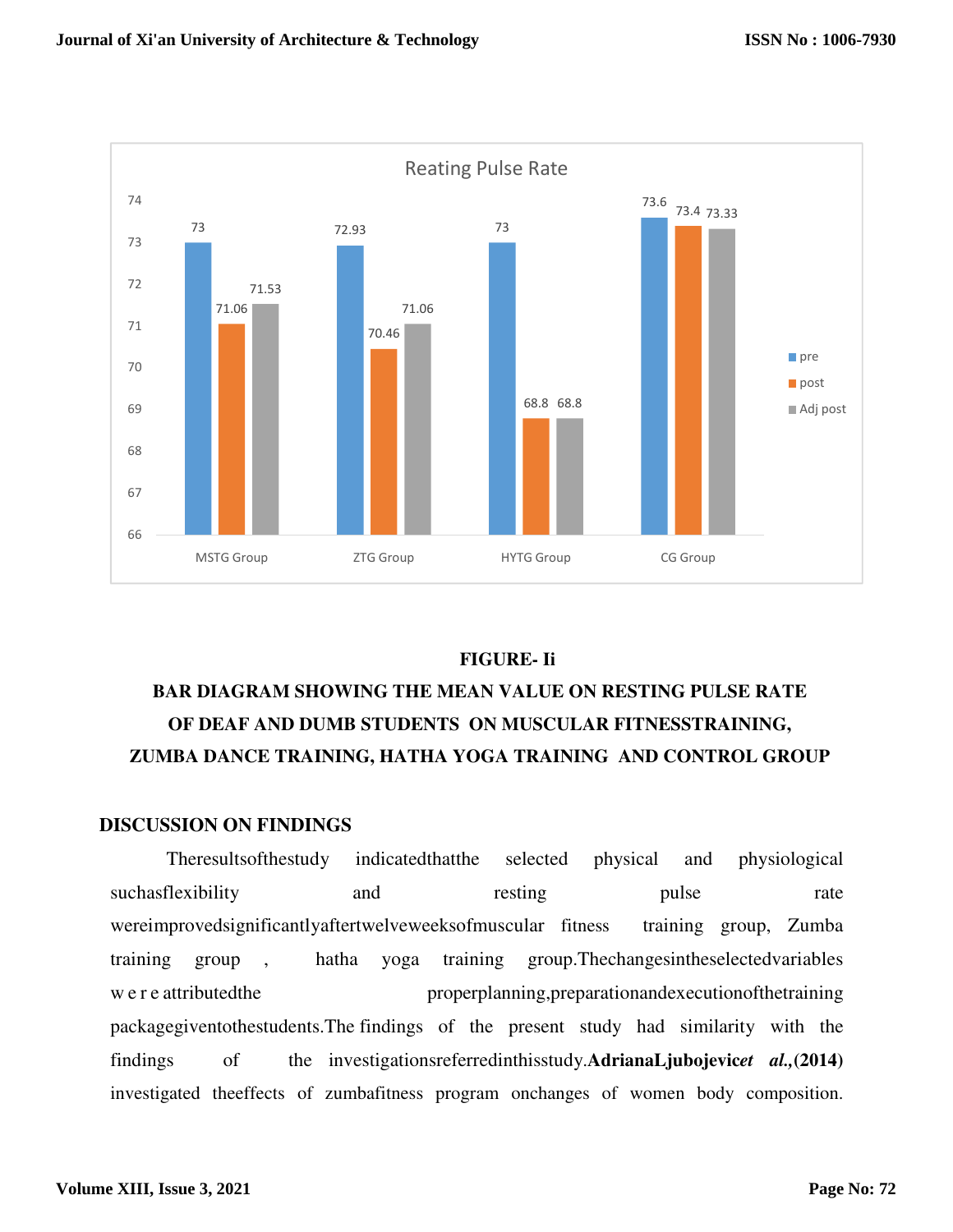**FIGURE- Ii**

**BAR DIAGRAM SHOWING THE MEAN VALUE ON RESTING PULSE RATE OF DEAF AND DUMB STUDENTS ON MUSCULAR FITNESSTRAINING, ZUMBA DANCE TRAINING, HATHA YOGA TRAINING AND CONTROL GROUP**

## DISCUSSION ON FINDINGS

Theresultsofthestudy indicatedthatthe selected physical and physiological suchasflexibility and resting pulse rate wereimprovedsignificantlyaftertwelveweeksofmuscular fitness training group, Zumba training group , hatha yoga training group.Thechangesintheselectedvariables w e r e attributedthe properplanning,preparationandexecutionofthetraining packagegiventothestudents.The findings of the present study had similarity with the findings of the investigationsreferredinthisstudy.**AdrianaLjubojevic*et al.*,(2014)** investigated theeffects of zumbafitness program onchanges of women body composition.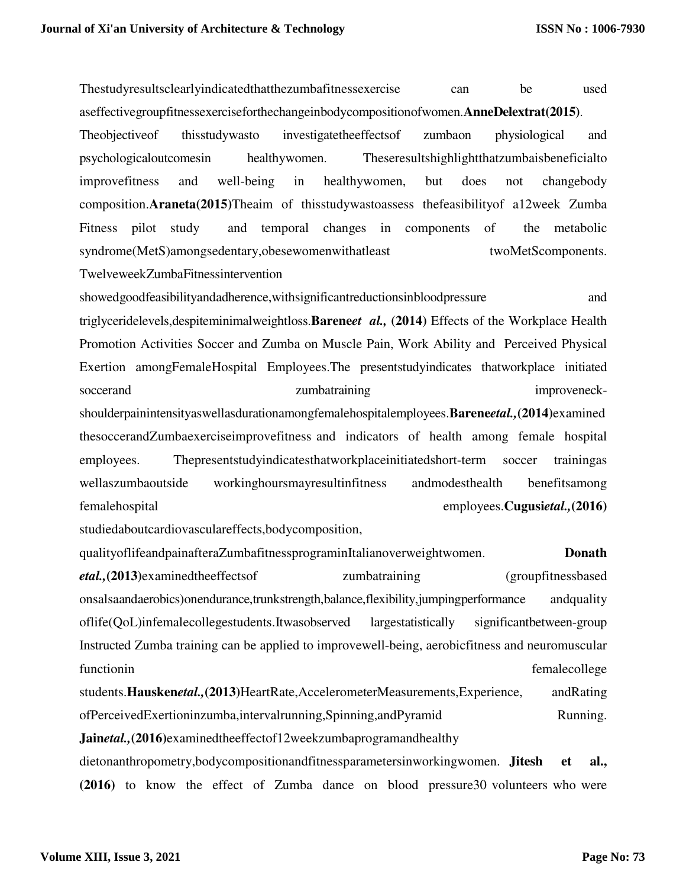Thestudyresultsclearlyindicatedthatthezumbafitnessexercise can be used aseffectivegroupfitnessexerciseforthechangeinbodycompositionofwomen.**AnneDelextrat(2015)**. Theobjectiveof thisstudywasto investigatetheeffectsof zumbaon physiological and psychologicaloutcomesin healthywomen. Theseresultshighlightthatzumbaisbeneficialto improvefitness and well-being in healthywomen, but does not changebody composition.**Araneta(2015)**Theaim of thisstudywastoassess thefeasibilityof a12week Zumba Fitness pilot study and temporal changes in components of the metabolic syndrome(MetS)amongsedentary,obesewomenwithatleast twoMetScomponents. TwelveweekZumbaFitnessintervention showedgoodfeasibilityandadherence,withsignificantreductionsinbloodpressure and triglyceridelevels,despiteminimalweightloss.**Barene*et al.,* (2014)** Effects of the Workplace Health Promotion Activities Soccer and Zumba on Muscle Pain, Work Ability and Perceived Physical Exertion amongFemaleHospital Employees.The presentstudyindicates thatworkplace initiated soccerand zumbatraining improveneck-shoulderpainintensityaswellasdurationamongfemalehospitalemployees.**Barene*etal.,*(2014)**examined thesoccerandZumbaexerciseimprovefitness and indicators of health among female hospital employees. Thepresentstudyindicatesthatworkplaceinitiatedshort-term soccer trainingas wellaszumbaoutside workinghoursmayresultinfitness andmodesthealth benefitsamong femalehospital employees.**Cugusi*etal.,*(2016)** studiedaboutcardiovasculareffects,bodycomposition, qualityoflifeandpainafteraZumbafitnessprograminItalianoverweightwomen. **Donath *etal.,*(2013)**examinedtheeffectsof zumbatraining (groupfitnessbased onsalsaandaerobics)onendurance,trunkstrength,balance,flexibility,jumpingperformance andquality oflife(QoL)infemalecollegestudents.Itwasobserved largestatistically significantbetween-group Instructed Zumba training can be applied to improvewell-being, aerobicfitness and neuromuscular functionin femalecollege students.**Hausken*etal.,*(2013)**HeartRate,AccelerometerMeasurements,Experience, andRating ofPerceivedExertioninzumba,intervalrunning,Spinning,andPyramid Running. **Jain*etal.,*(2016)**examinedtheeffectof12weekzumbaprogramandhealthy dietonanthropometry,bodycompositionandfitnessparametersinworkingwomen. **Jitesh et al., (2016)** to know the effect of Zumba dance on blood pressure30 volunteers who were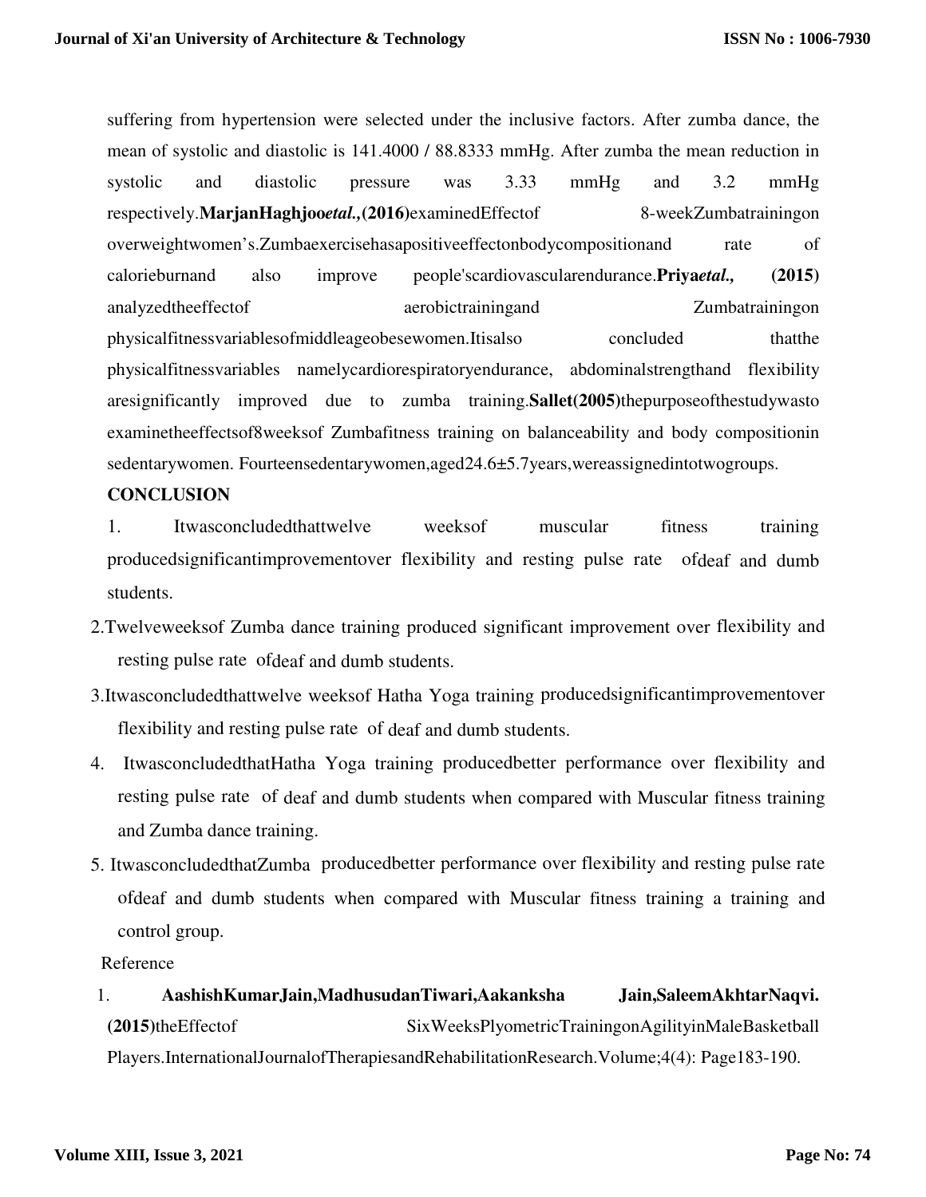suffering from hypertension were selected under the inclusive factors. After zumba dance, the mean of systolic and diastolic is 141.4000 / 88.8333 mmHg. After zumba the mean reduction in systolic and diastolic pressure was 3.33 mmHg and 3.2 mmHg respectively. **MarjanHaghjoo*etal.*,(2016)**examinedEffectof 8-weekZumbatrainingon overweightwomen's.Zumbaexercisehasapositiveeffectonbodycompositionand rate of calorieburnand also improve people'scardiovascularendurance.**Priya*etal.*, (2015)** analyzedtheeffectof aerobictrainingand Zumbatrainingon physicalfitnessvariablesofmiddleageobesewomen.Itisalso concluded thatthe physicalfitnessvariables namelycardiorespiratoryendurance, abdominalstrengthand flexibility aresignificantly improved due to zumba training.**Sallet(2005)**thepurposeofthestudywasto examinetheeffectsof8weeksof Zumbafitness training on balanceability and body compositionin sedentarywomen. Fourteensedentarywomen,aged24.6±5.7years,wereassignedintotwogroups.

**CONCLUSION**

1. Itwasconcludedthattwelve weeksof muscular fitness training producedsignificantimprovementover flexibility and resting pulse rate ofdeaf and dumb students.
2. Twelveweeksof Zumba dance training produced significant improvement over flexibility and resting pulse rate ofdeaf and dumb students.
3. Itwasconcludedthattwelve weeksof Hatha Yoga training producedsignificantimprovementover flexibility and resting pulse rate of deaf and dumb students.
4. ItwasconcludedthatHatha Yoga training producedbetter performance over flexibility and resting pulse rate of deaf and dumb students when compared with Muscular fitness training and Zumba dance training.
5. ItwasconcludedthatZumba producedbetter performance over flexibility and resting pulse rate ofdeaf and dumb students when compared with Muscular fitness training a training and control group.

Reference

1. **AashishKumarJain,MadhusudanTiwari,Aakanksha Jain,SaleemAkhtarNaqvi. (2015)**theEffectof SixWeeksPlyometricTrainingonAgilityinMaleBasketball Players.InternationalJournalofTherapiesandRehabilitationResearch.Volume;4(4): Page183-190.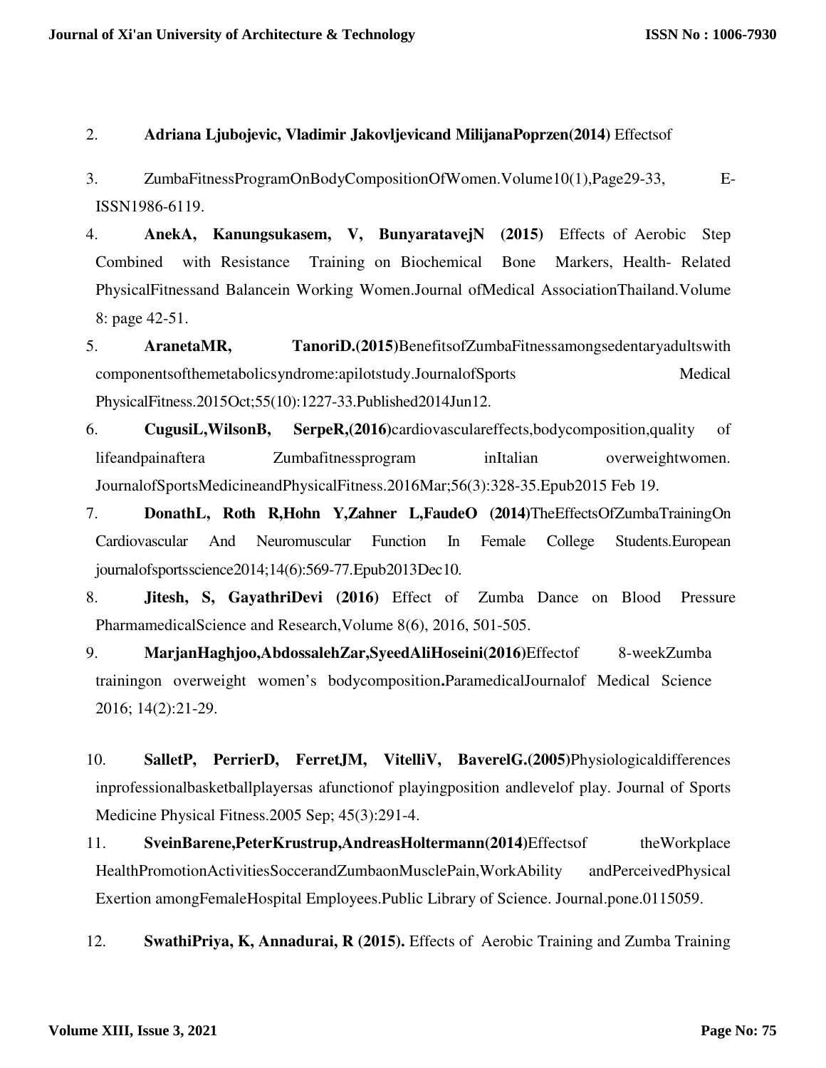2. **Adriana Ljubojevic, Vladimir Jakovljevicand MilijanaPoprzen(2014)** Effectsof

3. ZumbaFitnessProgramOnBodyCompositionOfWomen.Volume10(1),Page29-33, E-ISSN1986-6119.

4. **AnekA, Kanungsukasem, V, BunyaratavejN (2015)** Effects of Aerobic Step Combined with Resistance Training on Biochemical Bone Markers, Health- Related PhysicalFitnessand Balancein Working Women.Journal ofMedical AssociationThailand.Volume 8: page 42-51.

5. **AranetaMR, TanoriD.(2015)**BenefitsofZumbaFitnessamongsedentaryadultswith componentsofthemetabolicsyndrome:apilotstudy.JournalofSports Medical PhysicalFitness.2015Oct;55(10):1227-33.Published2014Jun12.

6. **CugusiL,WilsonB, SerpeR,(2016)**cardiovasculareffects,bodycomposition,quality of lifeandpainaftera Zumbafitnessprogram inItalian overweightwomen. JournalofSportsMedicineandPhysicalFitness.2016Mar;56(3):328-35.Epub2015 Feb 19.

7. **DonathL, Roth R,Hohn Y,Zahner L,FaudeO (2014)**TheEffectsOfZumbaTrainingOn Cardiovascular And Neuromuscular Function In Female College Students.European journalofsportsscience2014;14(6):569-77.Epub2013Dec10.

8. **Jitesh, S, GayathriDevi (2016)** Effect of Zumba Dance on Blood Pressure PharmamedicalScience and Research,Volume 8(6), 2016, 501-505.

9. **MarjanHaghjoo,AbdossalehZar,SyeedAliHoseini(2016)**Effectof 8-weekZumba trainingon overweight women's bodycomposition**.**ParamedicalJournalof Medical Science 2016; 14(2):21-29.

10. **SalletP, PerrierD, FerretJM, VitelliV, BaverelG.(2005)**Physiologicaldifferences inprofessionalbasketballplayersas afunctionof playingposition andlevelof play. Journal of Sports Medicine Physical Fitness.2005 Sep; 45(3):291-4.

11. **SveinBarene,PeterKrustrup,AndreasHoltermann(2014)**Effectsof theWorkplace HealthPromotionActivitiesSoccerandZumbaonMusclePain,WorkAbility andPerceivedPhysical Exertion amongFemaleHospital Employees.Public Library of Science. Journal.pone.0115059.

12. **SwathiPriya, K, Annadurai, R (2015).** Effects of Aerobic Training and Zumba Training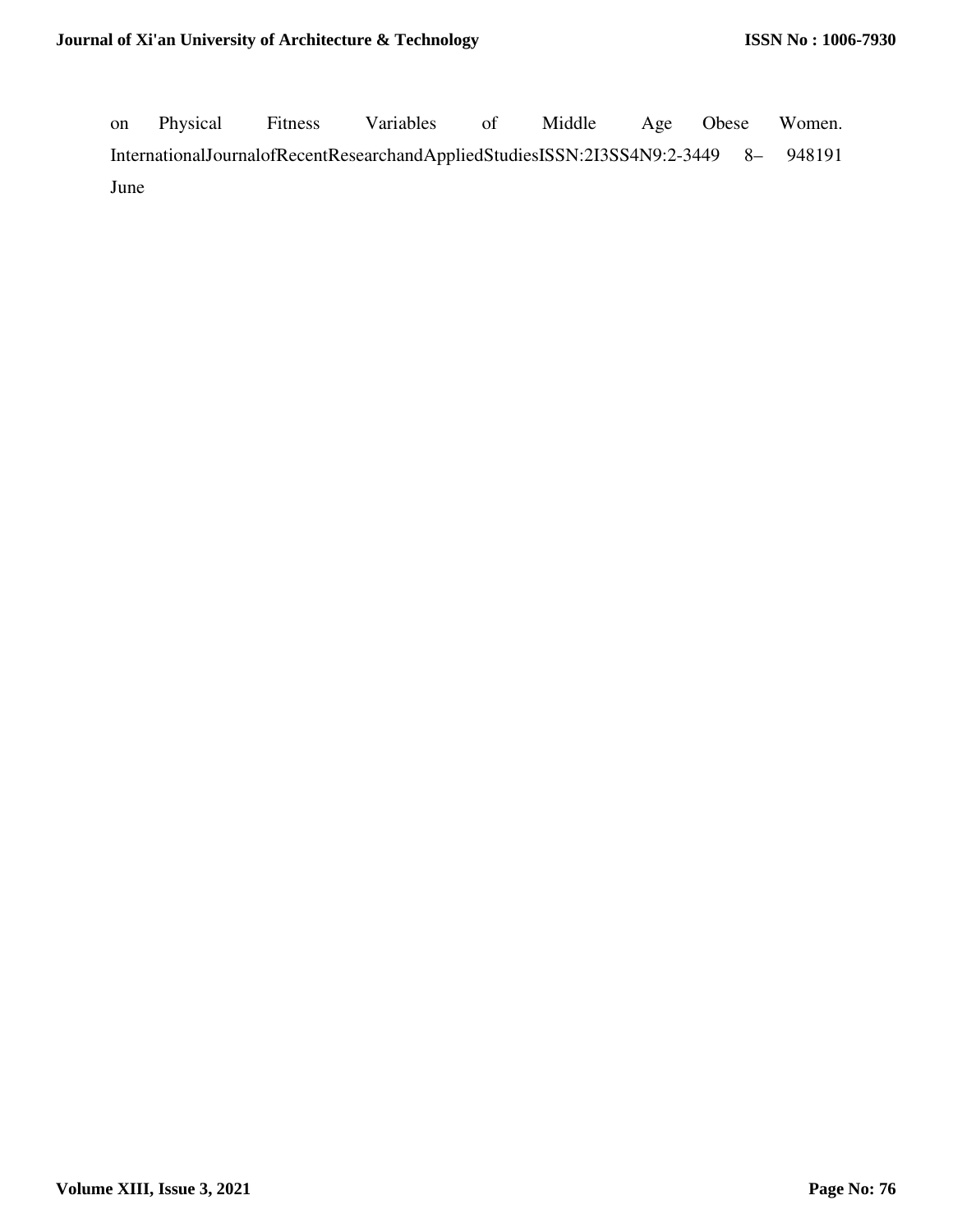on Physical Fitness Variables of Middle Age Obese Women. InternationalJournalofRecentResearchandAppliedStudiesISSN:2I3SS4N9:2-3449 8– 948191 June